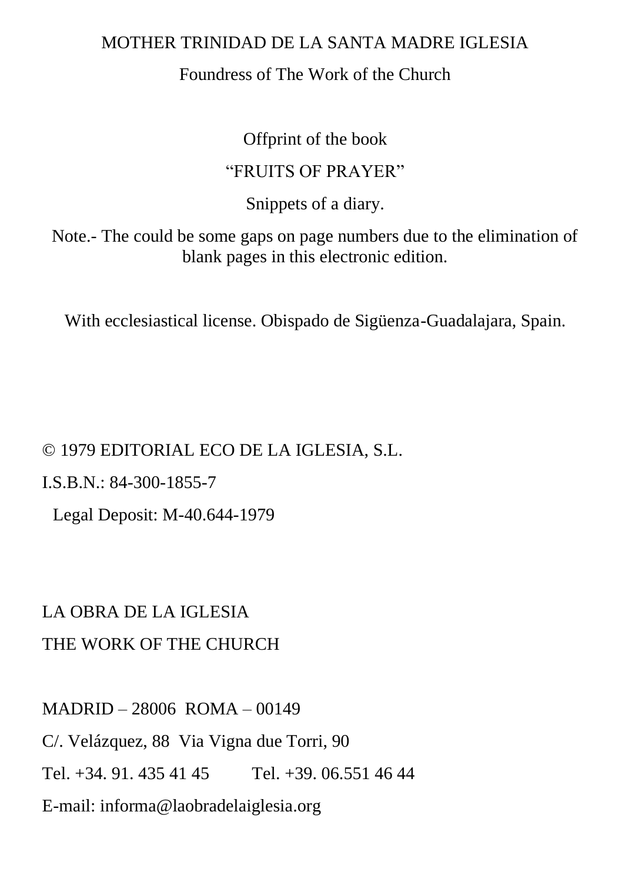MOTHER TRINIDAD DE LA SANTA MADRE IGLESIA

Foundress of The Work of the Church

Offprint of the book

"FRUITS OF PRAYER"

Snippets of a diary.

Note.- The could be some gaps on page numbers due to the elimination of blank pages in this electronic edition.

With ecclesiastical license. Obispado de Sigüenza-Guadalajara, Spain.

© 1979 EDITORIAL ECO DE LA IGLESIA, S.L.

I.S.B.N.: 84-300-1855-7

Legal Deposit: M-40.644-1979

LA OBRA DE LA IGLESIA

THE WORK OF THE CHURCH

MADRID – 28006 ROMA – 00149

C/. Velázquez, 88 Via Vigna due Torri, 90

Tel. +34. 91. 435 41 45 Tel. +39. 06.551 46 44

E-mail: informa@laobradelaiglesia.org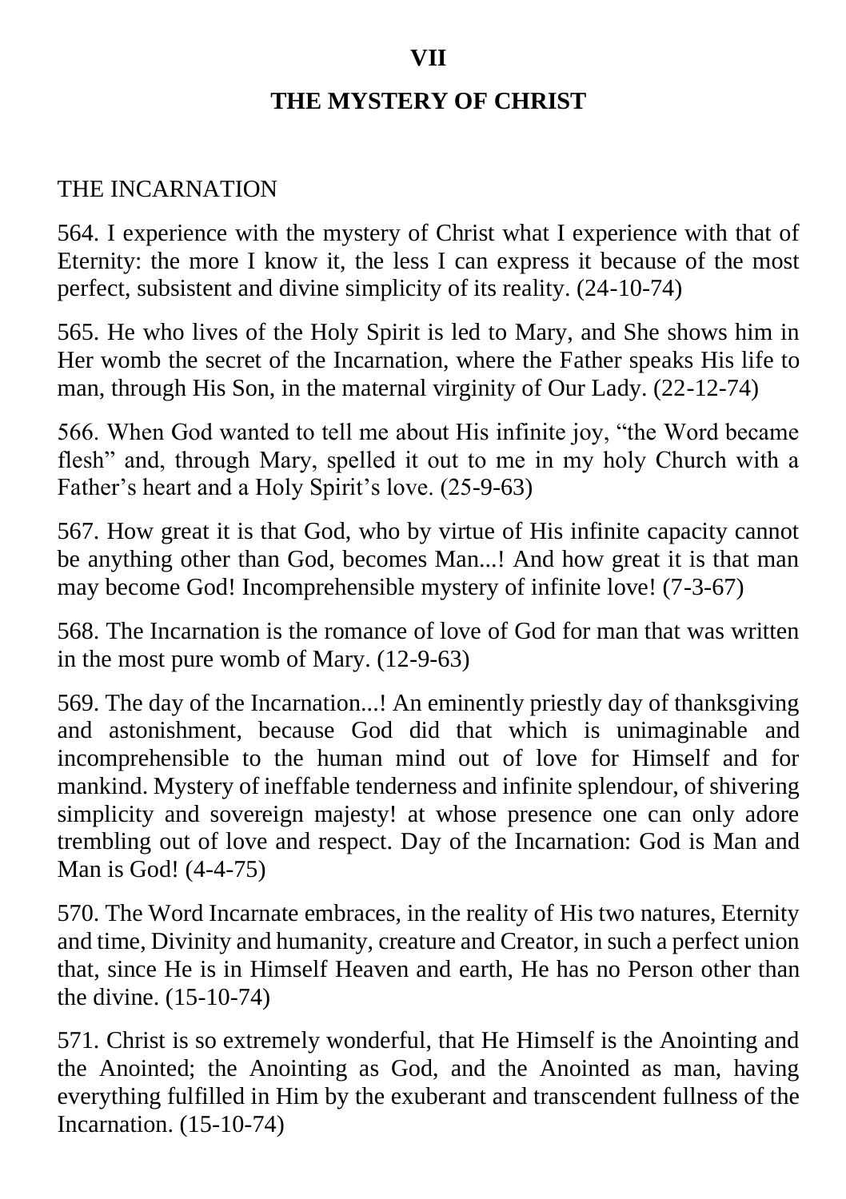# VII

# THE MYSTERY OF CHRIST

## THE INCARNATION

564. I experience with the mystery of Christ what I experience with that of Eternity: the more I know it, the less I can express it because of the most perfect, subsistent and divine simplicity of its reality. (24-10-74)

565. He who lives of the Holy Spirit is led to Mary, and She shows him in Her womb the secret of the Incarnation, where the Father speaks His life to man, through His Son, in the maternal virginity of Our Lady. (22-12-74)

566. When God wanted to tell me about His infinite joy, "the Word became flesh" and, through Mary, spelled it out to me in my holy Church with a Father's heart and a Holy Spirit's love. (25-9-63)

567. How great it is that God, who by virtue of His infinite capacity cannot be anything other than God, becomes Man...! And how great it is that man may become God! Incomprehensible mystery of infinite love! (7-3-67)

568. The Incarnation is the romance of love of God for man that was written in the most pure womb of Mary. (12-9-63)

569. The day of the Incarnation...! An eminently priestly day of thanksgiving and astonishment, because God did that which is unimaginable and incomprehensible to the human mind out of love for Himself and for mankind. Mystery of ineffable tenderness and infinite splendour, of shivering simplicity and sovereign majesty! at whose presence one can only adore trembling out of love and respect. Day of the Incarnation: God is Man and Man is God! (4-4-75)

570. The Word Incarnate embraces, in the reality of His two natures, Eternity and time, Divinity and humanity, creature and Creator, in such a perfect union that, since He is in Himself Heaven and earth, He has no Person other than the divine. (15-10-74)

571. Christ is so extremely wonderful, that He Himself is the Anointing and the Anointed; the Anointing as God, and the Anointed as man, having everything fulfilled in Him by the exuberant and transcendent fullness of the Incarnation. (15-10-74)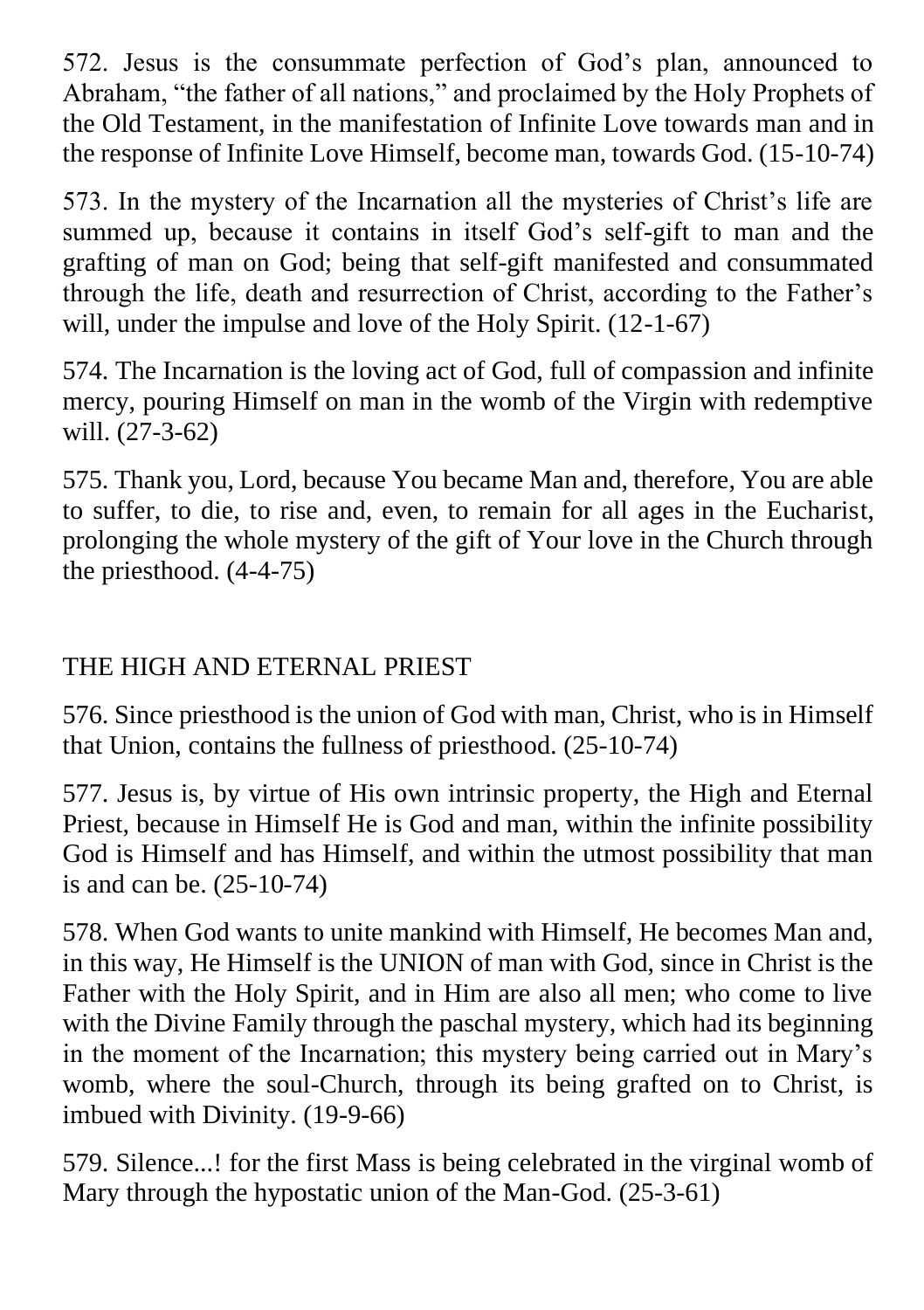572. Jesus is the consummate perfection of God's plan, announced to Abraham, "the father of all nations," and proclaimed by the Holy Prophets of the Old Testament, in the manifestation of Infinite Love towards man and in the response of Infinite Love Himself, become man, towards God. (15-10-74)

573. In the mystery of the Incarnation all the mysteries of Christ's life are summed up, because it contains in itself God's self-gift to man and the grafting of man on God; being that self-gift manifested and consummated through the life, death and resurrection of Christ, according to the Father's will, under the impulse and love of the Holy Spirit. (12-1-67)

574. The Incarnation is the loving act of God, full of compassion and infinite mercy, pouring Himself on man in the womb of the Virgin with redemptive will. (27-3-62)

575. Thank you, Lord, because You became Man and, therefore, You are able to suffer, to die, to rise and, even, to remain for all ages in the Eucharist, prolonging the whole mystery of the gift of Your love in the Church through the priesthood. (4-4-75)

## THE HIGH AND ETERNAL PRIEST

576. Since priesthood is the union of God with man, Christ, who is in Himself that Union, contains the fullness of priesthood. (25-10-74)

577. Jesus is, by virtue of His own intrinsic property, the High and Eternal Priest, because in Himself He is God and man, within the infinite possibility God is Himself and has Himself, and within the utmost possibility that man is and can be. (25-10-74)

578. When God wants to unite mankind with Himself, He becomes Man and, in this way, He Himself is the UNION of man with God, since in Christ is the Father with the Holy Spirit, and in Him are also all men; who come to live with the Divine Family through the paschal mystery, which had its beginning in the moment of the Incarnation; this mystery being carried out in Mary's womb, where the soul-Church, through its being grafted on to Christ, is imbued with Divinity. (19-9-66)

579. Silence...! for the first Mass is being celebrated in the virginal womb of Mary through the hypostatic union of the Man-God. (25-3-61)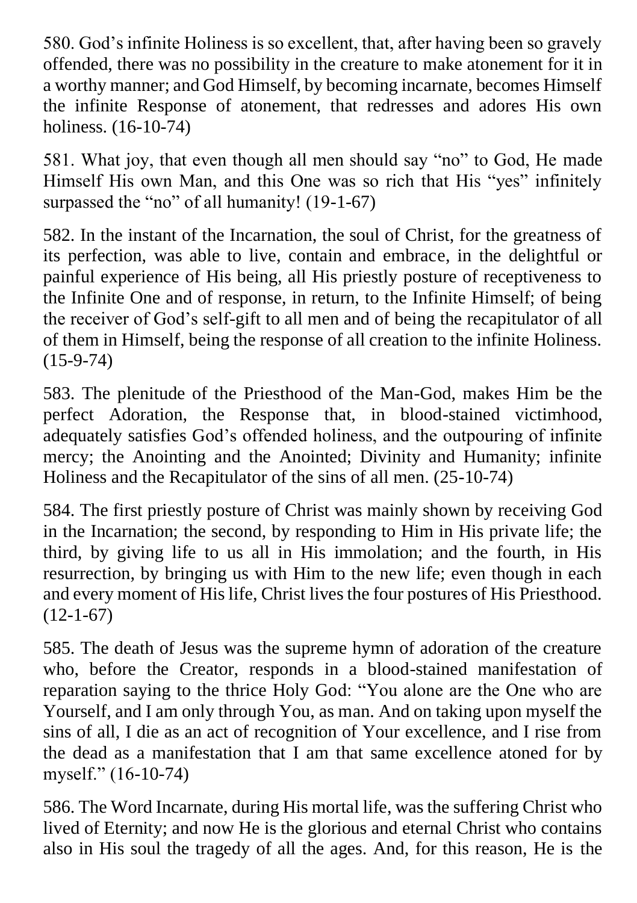580. God's infinite Holiness is so excellent, that, after having been so gravely offended, there was no possibility in the creature to make atonement for it in a worthy manner; and God Himself, by becoming incarnate, becomes Himself the infinite Response of atonement, that redresses and adores His own holiness. (16-10-74)

581. What joy, that even though all men should say "no" to God, He made Himself His own Man, and this One was so rich that His "yes" infinitely surpassed the "no" of all humanity! (19-1-67)

582. In the instant of the Incarnation, the soul of Christ, for the greatness of its perfection, was able to live, contain and embrace, in the delightful or painful experience of His being, all His priestly posture of receptiveness to the Infinite One and of response, in return, to the Infinite Himself; of being the receiver of God's self-gift to all men and of being the recapitulator of all of them in Himself, being the response of all creation to the infinite Holiness. (15-9-74)

583. The plenitude of the Priesthood of the Man-God, makes Him be the perfect Adoration, the Response that, in blood-stained victimhood, adequately satisfies God's offended holiness, and the outpouring of infinite mercy; the Anointing and the Anointed; Divinity and Humanity; infinite Holiness and the Recapitulator of the sins of all men. (25-10-74)

584. The first priestly posture of Christ was mainly shown by receiving God in the Incarnation; the second, by responding to Him in His private life; the third, by giving life to us all in His immolation; and the fourth, in His resurrection, by bringing us with Him to the new life; even though in each and every moment of His life, Christ lives the four postures of His Priesthood. (12-1-67)

585. The death of Jesus was the supreme hymn of adoration of the creature who, before the Creator, responds in a blood-stained manifestation of reparation saying to the thrice Holy God: "You alone are the One who are Yourself, and I am only through You, as man. And on taking upon myself the sins of all, I die as an act of recognition of Your excellence, and I rise from the dead as a manifestation that I am that same excellence atoned for by myself." (16-10-74)

586. The Word Incarnate, during His mortal life, was the suffering Christ who lived of Eternity; and now He is the glorious and eternal Christ who contains also in His soul the tragedy of all the ages. And, for this reason, He is the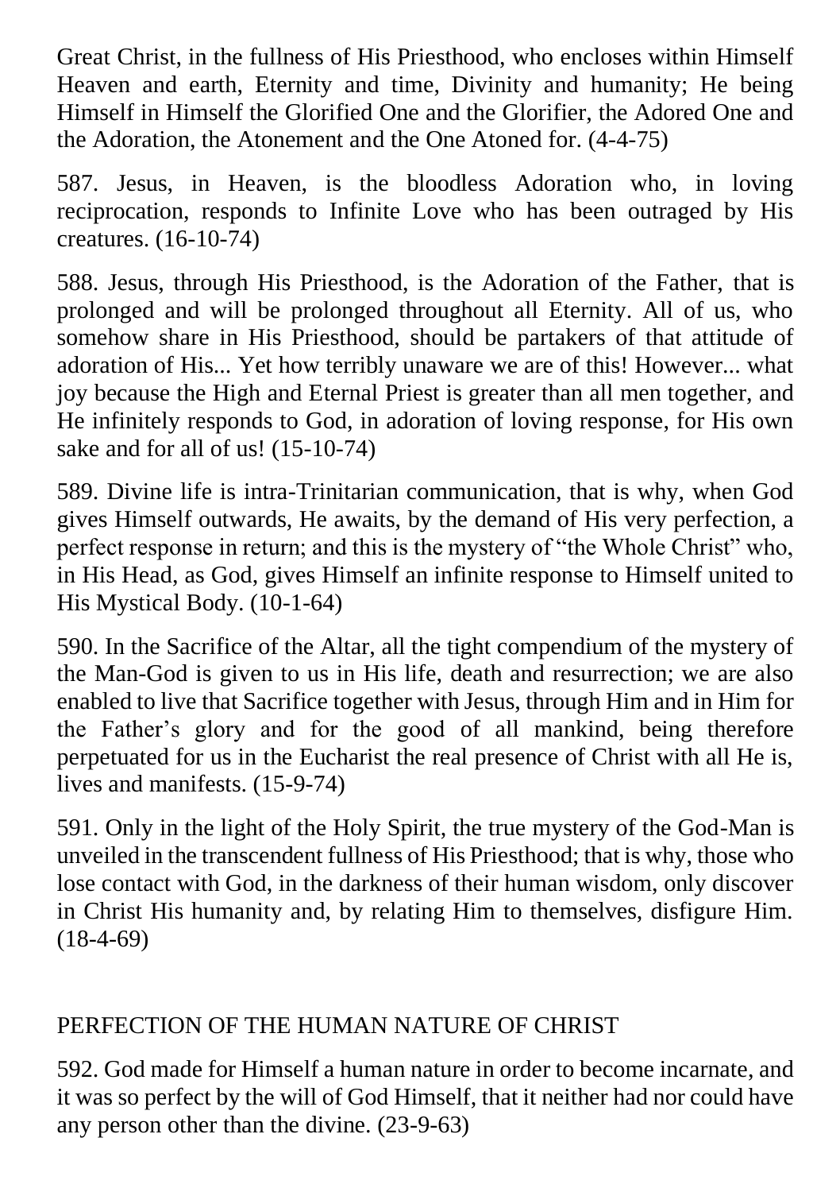Great Christ, in the fullness of His Priesthood, who encloses within Himself Heaven and earth, Eternity and time, Divinity and humanity; He being Himself in Himself the Glorified One and the Glorifier, the Adored One and the Adoration, the Atonement and the One Atoned for. (4-4-75)

587. Jesus, in Heaven, is the bloodless Adoration who, in loving reciprocation, responds to Infinite Love who has been outraged by His creatures. (16-10-74)

588. Jesus, through His Priesthood, is the Adoration of the Father, that is prolonged and will be prolonged throughout all Eternity. All of us, who somehow share in His Priesthood, should be partakers of that attitude of adoration of His... Yet how terribly unaware we are of this! However... what joy because the High and Eternal Priest is greater than all men together, and He infinitely responds to God, in adoration of loving response, for His own sake and for all of us! (15-10-74)

589. Divine life is intra-Trinitarian communication, that is why, when God gives Himself outwards, He awaits, by the demand of His very perfection, a perfect response in return; and this is the mystery of "the Whole Christ" who, in His Head, as God, gives Himself an infinite response to Himself united to His Mystical Body. (10-1-64)

590. In the Sacrifice of the Altar, all the tight compendium of the mystery of the Man-God is given to us in His life, death and resurrection; we are also enabled to live that Sacrifice together with Jesus, through Him and in Him for the Father's glory and for the good of all mankind, being therefore perpetuated for us in the Eucharist the real presence of Christ with all He is, lives and manifests. (15-9-74)

591. Only in the light of the Holy Spirit, the true mystery of the God-Man is unveiled in the transcendent fullness of His Priesthood; that is why, those who lose contact with God, in the darkness of their human wisdom, only discover in Christ His humanity and, by relating Him to themselves, disfigure Him. (18-4-69)

## PERFECTION OF THE HUMAN NATURE OF CHRIST

592. God made for Himself a human nature in order to become incarnate, and it was so perfect by the will of God Himself, that it neither had nor could have any person other than the divine. (23-9-63)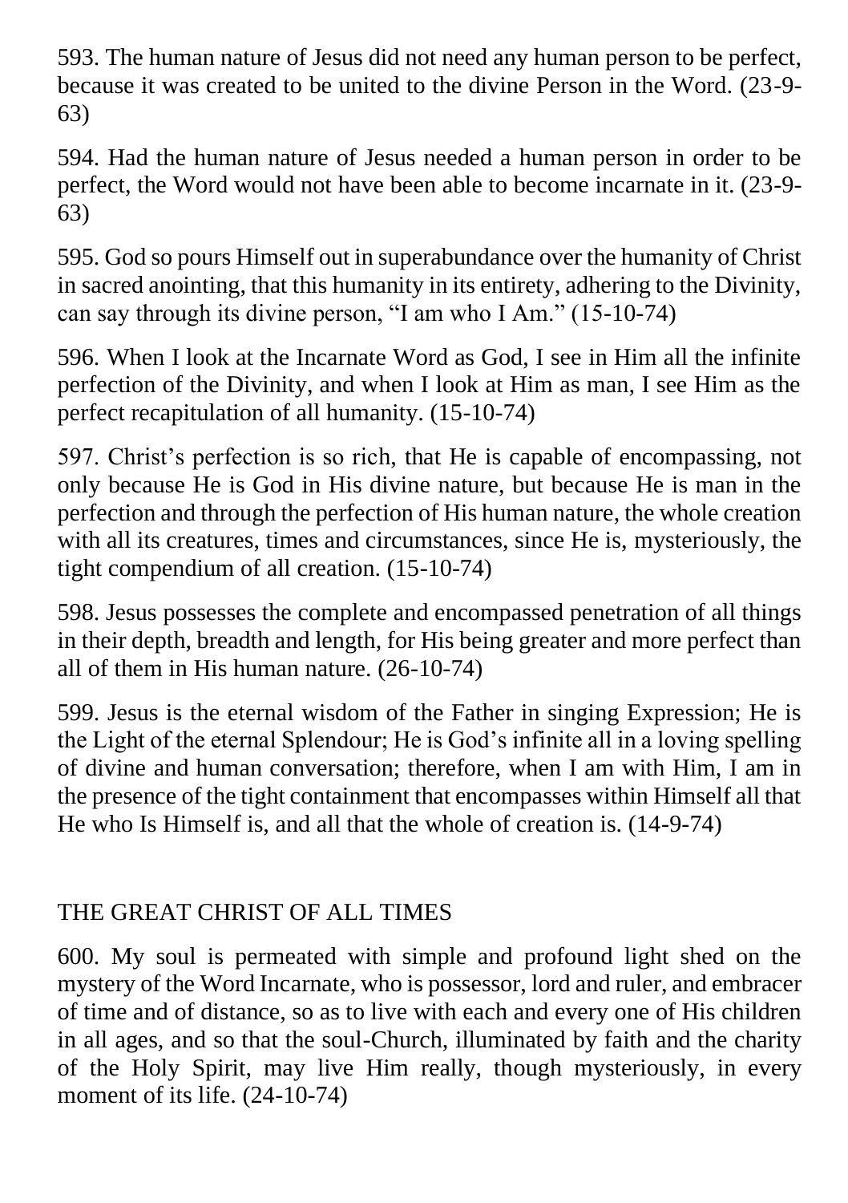593. The human nature of Jesus did not need any human person to be perfect, because it was created to be united to the divine Person in the Word. (23-9-63)

594. Had the human nature of Jesus needed a human person in order to be perfect, the Word would not have been able to become incarnate in it. (23-9-63)

595. God so pours Himself out in superabundance over the humanity of Christ in sacred anointing, that this humanity in its entirety, adhering to the Divinity, can say through its divine person, “I am who I Am.” (15-10-74)

596. When I look at the Incarnate Word as God, I see in Him all the infinite perfection of the Divinity, and when I look at Him as man, I see Him as the perfect recapitulation of all humanity. (15-10-74)

597. Christ’s perfection is so rich, that He is capable of encompassing, not only because He is God in His divine nature, but because He is man in the perfection and through the perfection of His human nature, the whole creation with all its creatures, times and circumstances, since He is, mysteriously, the tight compendium of all creation. (15-10-74)

598. Jesus possesses the complete and encompassed penetration of all things in their depth, breadth and length, for His being greater and more perfect than all of them in His human nature. (26-10-74)

599. Jesus is the eternal wisdom of the Father in singing Expression; He is the Light of the eternal Splendour; He is God’s infinite all in a loving spelling of divine and human conversation; therefore, when I am with Him, I am in the presence of the tight containment that encompasses within Himself all that He who Is Himself is, and all that the whole of creation is. (14-9-74)

## THE GREAT CHRIST OF ALL TIMES

600. My soul is permeated with simple and profound light shed on the mystery of the Word Incarnate, who is possessor, lord and ruler, and embracer of time and of distance, so as to live with each and every one of His children in all ages, and so that the soul-Church, illuminated by faith and the charity of the Holy Spirit, may live Him really, though mysteriously, in every moment of its life. (24-10-74)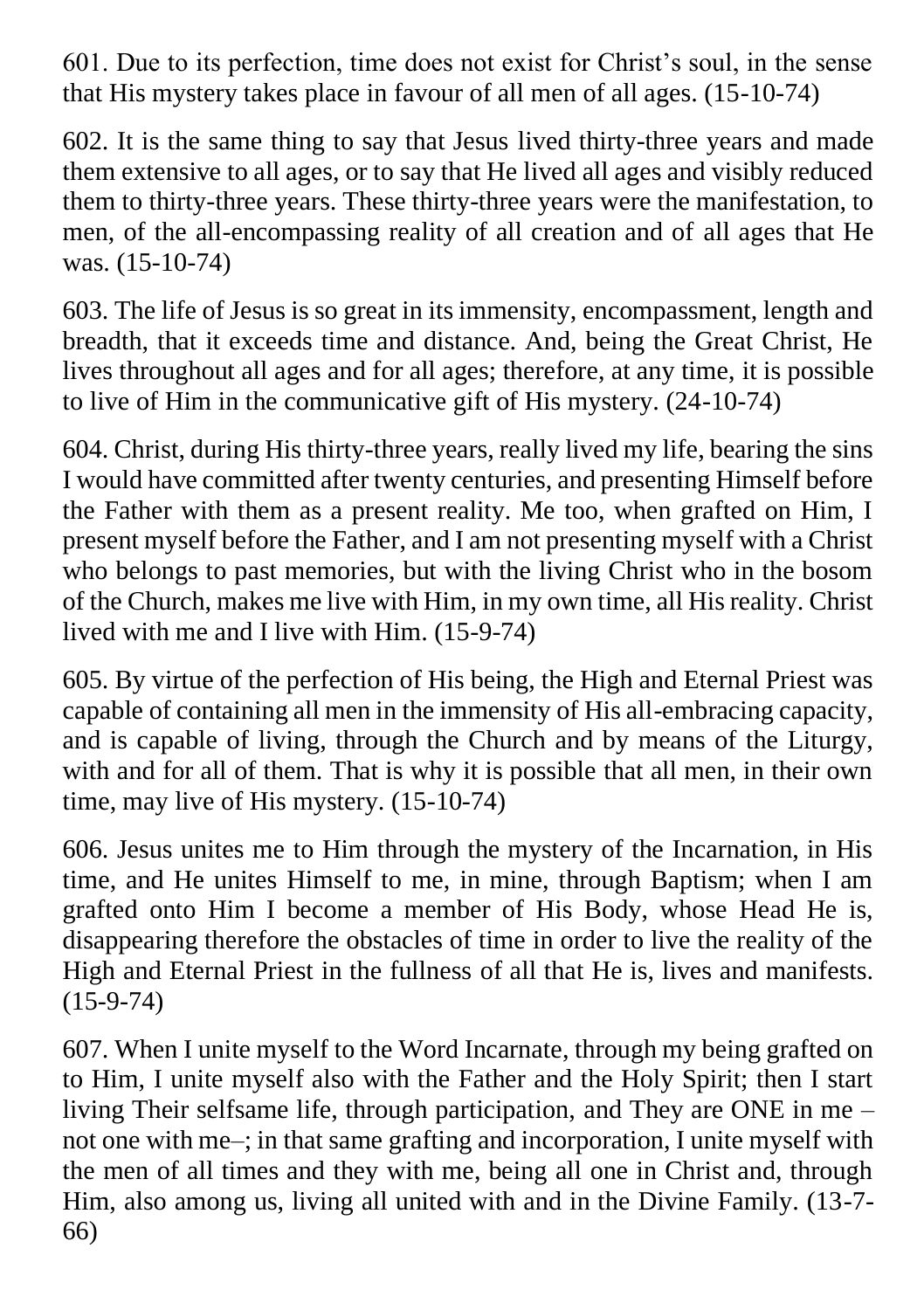601. Due to its perfection, time does not exist for Christ's soul, in the sense that His mystery takes place in favour of all men of all ages. (15-10-74)

602. It is the same thing to say that Jesus lived thirty-three years and made them extensive to all ages, or to say that He lived all ages and visibly reduced them to thirty-three years. These thirty-three years were the manifestation, to men, of the all-encompassing reality of all creation and of all ages that He was. (15-10-74)

603. The life of Jesus is so great in its immensity, encompassment, length and breadth, that it exceeds time and distance. And, being the Great Christ, He lives throughout all ages and for all ages; therefore, at any time, it is possible to live of Him in the communicative gift of His mystery. (24-10-74)

604. Christ, during His thirty-three years, really lived my life, bearing the sins I would have committed after twenty centuries, and presenting Himself before the Father with them as a present reality. Me too, when grafted on Him, I present myself before the Father, and I am not presenting myself with a Christ who belongs to past memories, but with the living Christ who in the bosom of the Church, makes me live with Him, in my own time, all His reality. Christ lived with me and I live with Him. (15-9-74)

605. By virtue of the perfection of His being, the High and Eternal Priest was capable of containing all men in the immensity of His all-embracing capacity, and is capable of living, through the Church and by means of the Liturgy, with and for all of them. That is why it is possible that all men, in their own time, may live of His mystery. (15-10-74)

606. Jesus unites me to Him through the mystery of the Incarnation, in His time, and He unites Himself to me, in mine, through Baptism; when I am grafted onto Him I become a member of His Body, whose Head He is, disappearing therefore the obstacles of time in order to live the reality of the High and Eternal Priest in the fullness of all that He is, lives and manifests. (15-9-74)

607. When I unite myself to the Word Incarnate, through my being grafted on to Him, I unite myself also with the Father and the Holy Spirit; then I start living Their selfsame life, through participation, and They are ONE in me – not one with me–; in that same grafting and incorporation, I unite myself with the men of all times and they with me, being all one in Christ and, through Him, also among us, living all united with and in the Divine Family. (13-7-66)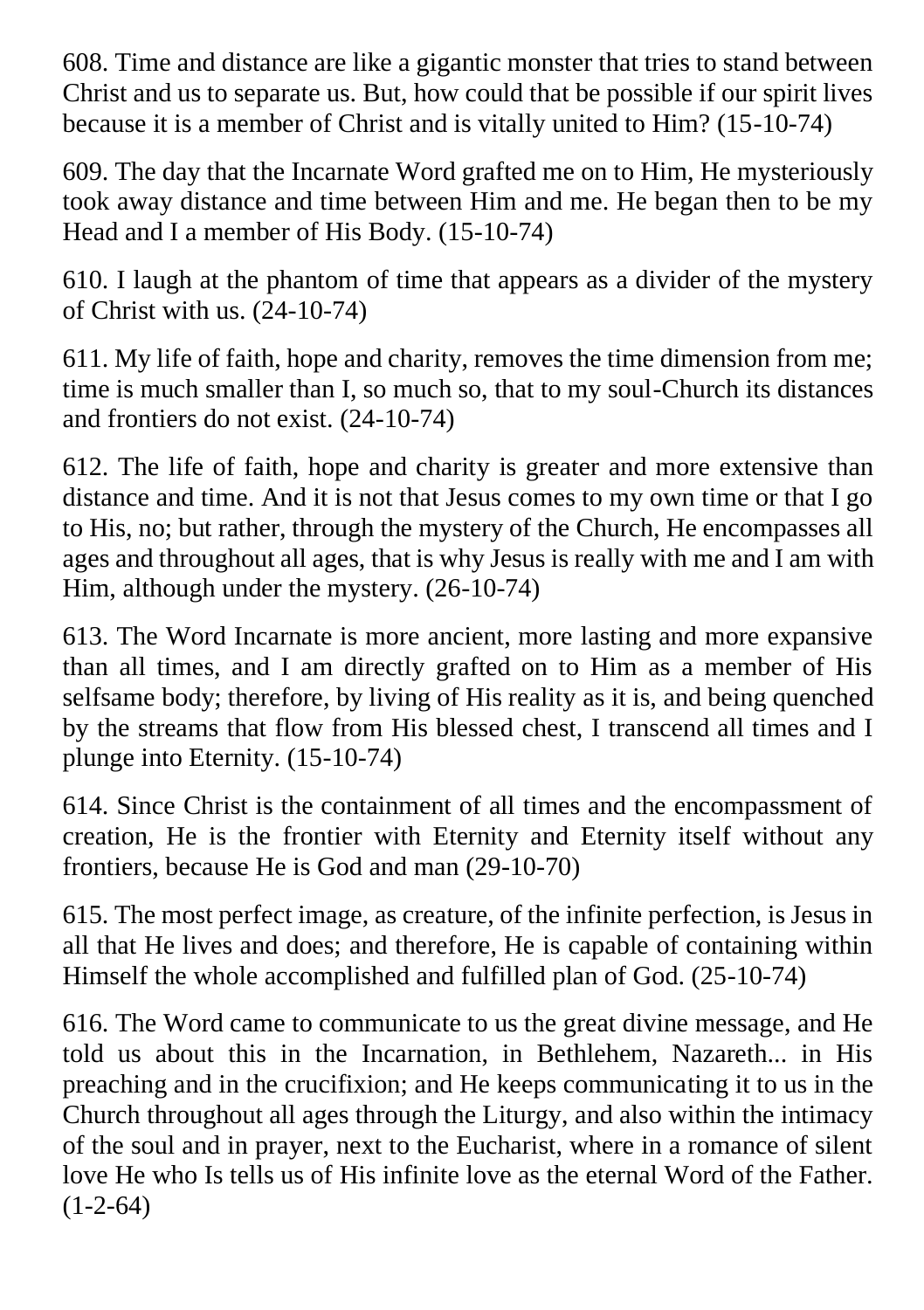608. Time and distance are like a gigantic monster that tries to stand between Christ and us to separate us. But, how could that be possible if our spirit lives because it is a member of Christ and is vitally united to Him? (15-10-74)

609. The day that the Incarnate Word grafted me on to Him, He mysteriously took away distance and time between Him and me. He began then to be my Head and I a member of His Body. (15-10-74)

610. I laugh at the phantom of time that appears as a divider of the mystery of Christ with us. (24-10-74)

611. My life of faith, hope and charity, removes the time dimension from me; time is much smaller than I, so much so, that to my soul-Church its distances and frontiers do not exist. (24-10-74)

612. The life of faith, hope and charity is greater and more extensive than distance and time. And it is not that Jesus comes to my own time or that I go to His, no; but rather, through the mystery of the Church, He encompasses all ages and throughout all ages, that is why Jesus is really with me and I am with Him, although under the mystery. (26-10-74)

613. The Word Incarnate is more ancient, more lasting and more expansive than all times, and I am directly grafted on to Him as a member of His selfsame body; therefore, by living of His reality as it is, and being quenched by the streams that flow from His blessed chest, I transcend all times and I plunge into Eternity. (15-10-74)

614. Since Christ is the containment of all times and the encompassment of creation, He is the frontier with Eternity and Eternity itself without any frontiers, because He is God and man (29-10-70)

615. The most perfect image, as creature, of the infinite perfection, is Jesus in all that He lives and does; and therefore, He is capable of containing within Himself the whole accomplished and fulfilled plan of God. (25-10-74)

616. The Word came to communicate to us the great divine message, and He told us about this in the Incarnation, in Bethlehem, Nazareth... in His preaching and in the crucifixion; and He keeps communicating it to us in the Church throughout all ages through the Liturgy, and also within the intimacy of the soul and in prayer, next to the Eucharist, where in a romance of silent love He who Is tells us of His infinite love as the eternal Word of the Father. (1-2-64)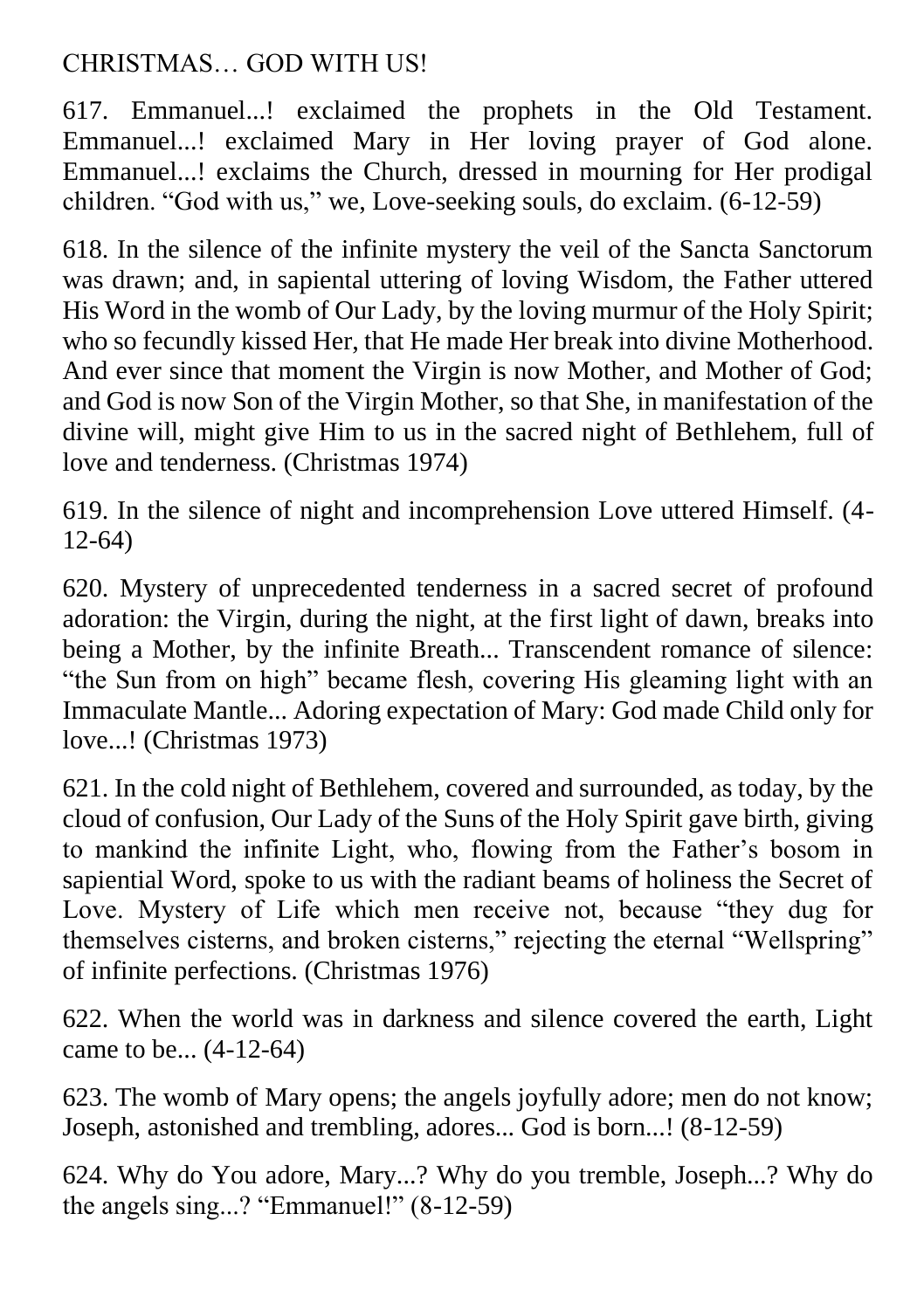## CHRISTMAS… GOD WITH US!

617. Emmanuel...! exclaimed the prophets in the Old Testament. Emmanuel...! exclaimed Mary in Her loving prayer of God alone. Emmanuel...! exclaims the Church, dressed in mourning for Her prodigal children. “God with us,” we, Love-seeking souls, do exclaim. (6-12-59)

618. In the silence of the infinite mystery the veil of the Sancta Sanctorum was drawn; and, in sapiental uttering of loving Wisdom, the Father uttered His Word in the womb of Our Lady, by the loving murmur of the Holy Spirit; who so fecundly kissed Her, that He made Her break into divine Motherhood. And ever since that moment the Virgin is now Mother, and Mother of God; and God is now Son of the Virgin Mother, so that She, in manifestation of the divine will, might give Him to us in the sacred night of Bethlehem, full of love and tenderness. (Christmas 1974)

619. In the silence of night and incomprehension Love uttered Himself. (4-12-64)

620. Mystery of unprecedented tenderness in a sacred secret of profound adoration: the Virgin, during the night, at the first light of dawn, breaks into being a Mother, by the infinite Breath... Transcendent romance of silence: “the Sun from on high” became flesh, covering His gleaming light with an Immaculate Mantle... Adoring expectation of Mary: God made Child only for love...! (Christmas 1973)

621. In the cold night of Bethlehem, covered and surrounded, as today, by the cloud of confusion, Our Lady of the Suns of the Holy Spirit gave birth, giving to mankind the infinite Light, who, flowing from the Father’s bosom in sapiential Word, spoke to us with the radiant beams of holiness the Secret of Love. Mystery of Life which men receive not, because “they dug for themselves cisterns, and broken cisterns,” rejecting the eternal “Wellspring” of infinite perfections. (Christmas 1976)

622. When the world was in darkness and silence covered the earth, Light came to be... (4-12-64)

623. The womb of Mary opens; the angels joyfully adore; men do not know; Joseph, astonished and trembling, adores... God is born...! (8-12-59)

624. Why do You adore, Mary...? Why do you tremble, Joseph...? Why do the angels sing...? “Emmanuel!” (8-12-59)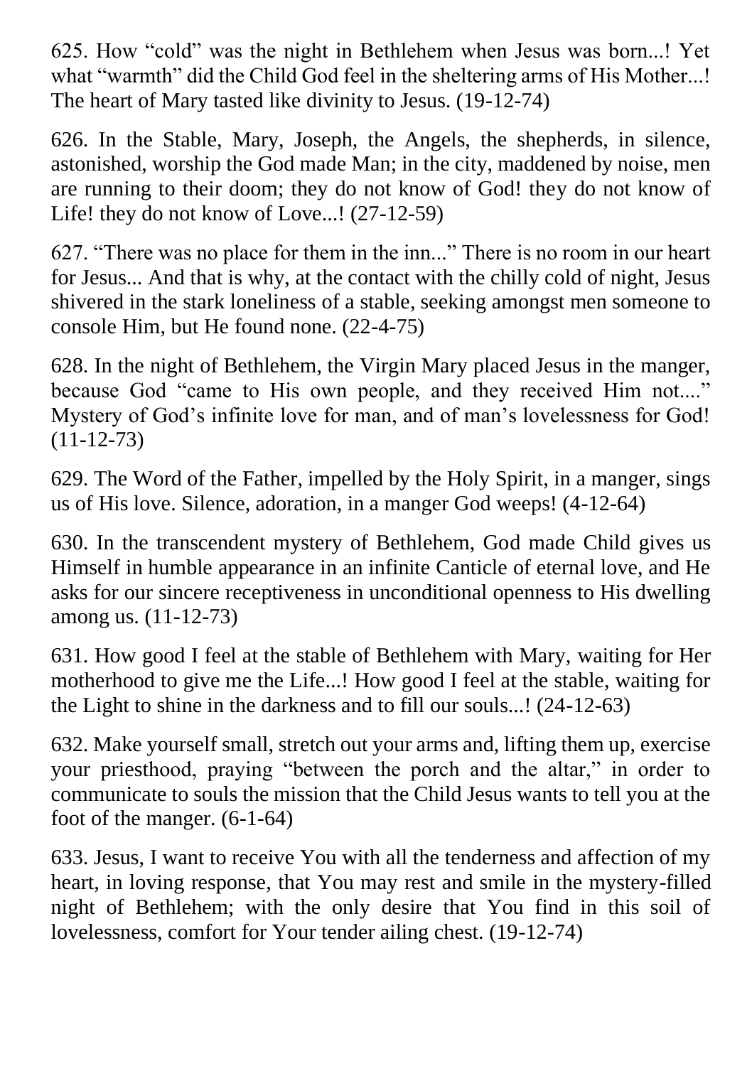625. How "cold" was the night in Bethlehem when Jesus was born...! Yet what "warmth" did the Child God feel in the sheltering arms of His Mother...! The heart of Mary tasted like divinity to Jesus. (19-12-74)

626. In the Stable, Mary, Joseph, the Angels, the shepherds, in silence, astonished, worship the God made Man; in the city, maddened by noise, men are running to their doom; they do not know of God! they do not know of Life! they do not know of Love...! (27-12-59)

627. "There was no place for them in the inn..." There is no room in our heart for Jesus... And that is why, at the contact with the chilly cold of night, Jesus shivered in the stark loneliness of a stable, seeking amongst men someone to console Him, but He found none. (22-4-75)

628. In the night of Bethlehem, the Virgin Mary placed Jesus in the manger, because God "came to His own people, and they received Him not...." Mystery of God's infinite love for man, and of man's lovelessness for God! (11-12-73)

629. The Word of the Father, impelled by the Holy Spirit, in a manger, sings us of His love. Silence, adoration, in a manger God weeps! (4-12-64)

630. In the transcendent mystery of Bethlehem, God made Child gives us Himself in humble appearance in an infinite Canticle of eternal love, and He asks for our sincere receptiveness in unconditional openness to His dwelling among us. (11-12-73)

631. How good I feel at the stable of Bethlehem with Mary, waiting for Her motherhood to give me the Life...! How good I feel at the stable, waiting for the Light to shine in the darkness and to fill our souls...! (24-12-63)

632. Make yourself small, stretch out your arms and, lifting them up, exercise your priesthood, praying "between the porch and the altar," in order to communicate to souls the mission that the Child Jesus wants to tell you at the foot of the manger. (6-1-64)

633. Jesus, I want to receive You with all the tenderness and affection of my heart, in loving response, that You may rest and smile in the mystery-filled night of Bethlehem; with the only desire that You find in this soil of lovelessness, comfort for Your tender ailing chest. (19-12-74)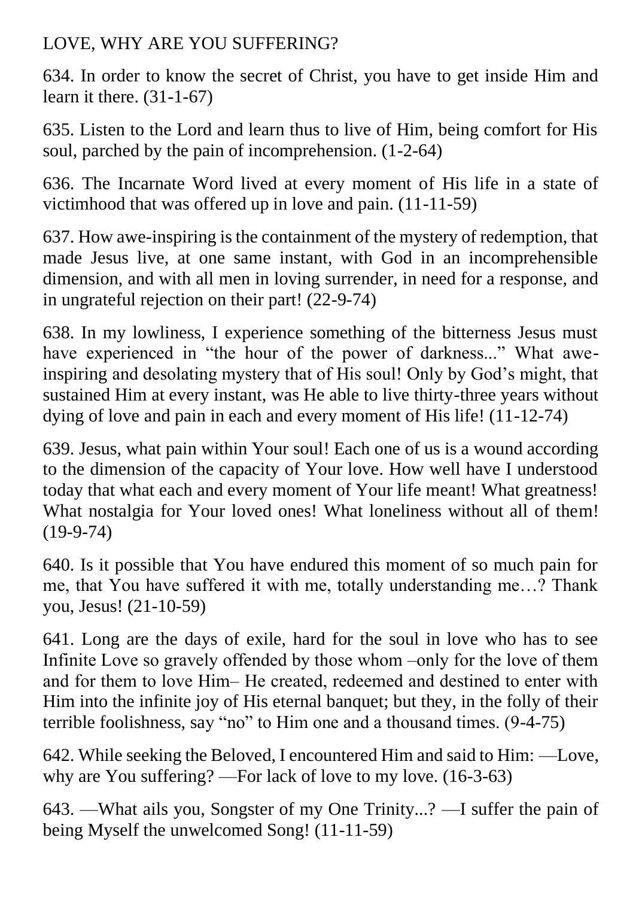## LOVE, WHY ARE YOU SUFFERING?

634. In order to know the secret of Christ, you have to get inside Him and learn it there. (31-1-67)

635. Listen to the Lord and learn thus to live of Him, being comfort for His soul, parched by the pain of incomprehension. (1-2-64)

636. The Incarnate Word lived at every moment of His life in a state of victimhood that was offered up in love and pain. (11-11-59)

637. How awe-inspiring is the containment of the mystery of redemption, that made Jesus live, at one same instant, with God in an incomprehensible dimension, and with all men in loving surrender, in need for a response, and in ungrateful rejection on their part! (22-9-74)

638. In my lowliness, I experience something of the bitterness Jesus must have experienced in "the hour of the power of darkness..." What awe-inspiring and desolating mystery that of His soul! Only by God's might, that sustained Him at every instant, was He able to live thirty-three years without dying of love and pain in each and every moment of His life! (11-12-74)

639. Jesus, what pain within Your soul! Each one of us is a wound according to the dimension of the capacity of Your love. How well have I understood today that what each and every moment of Your life meant! What greatness! What nostalgia for Your loved ones! What loneliness without all of them! (19-9-74)

640. Is it possible that You have endured this moment of so much pain for me, that You have suffered it with me, totally understanding me…? Thank you, Jesus! (21-10-59)

641. Long are the days of exile, hard for the soul in love who has to see Infinite Love so gravely offended by those whom –only for the love of them and for them to love Him– He created, redeemed and destined to enter with Him into the infinite joy of His eternal banquet; but they, in the folly of their terrible foolishness, say "no" to Him one and a thousand times. (9-4-75)

642. While seeking the Beloved, I encountered Him and said to Him: —Love, why are You suffering? —For lack of love to my love. (16-3-63)

643. —What ails you, Songster of my One Trinity...? —I suffer the pain of being Myself the unwelcomed Song! (11-11-59)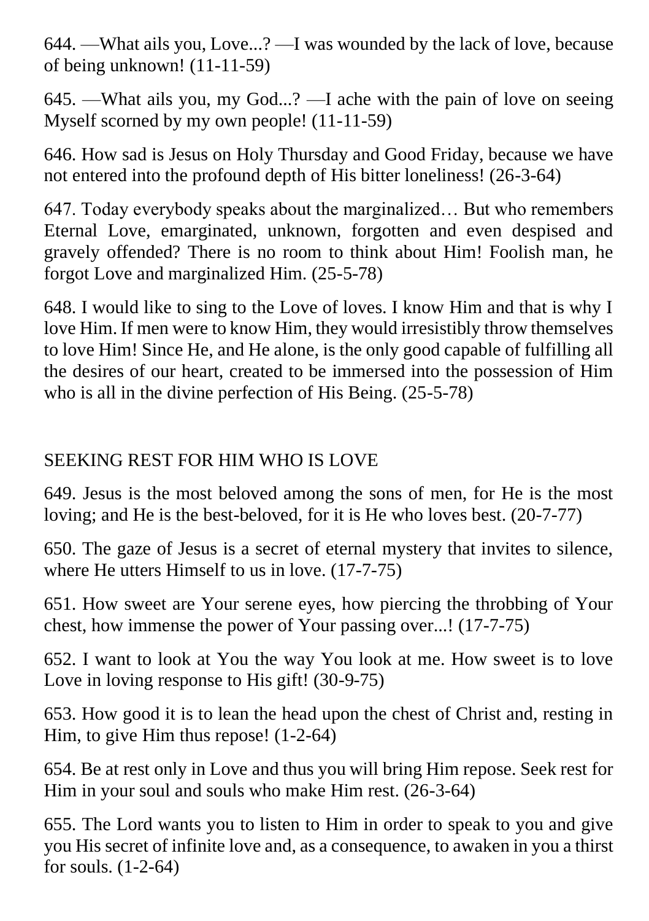644. —What ails you, Love...? —I was wounded by the lack of love, because of being unknown! (11-11-59)

645. —What ails you, my God...? —I ache with the pain of love on seeing Myself scorned by my own people! (11-11-59)

646. How sad is Jesus on Holy Thursday and Good Friday, because we have not entered into the profound depth of His bitter loneliness! (26-3-64)

647. Today everybody speaks about the marginalized… But who remembers Eternal Love, emarginated, unknown, forgotten and even despised and gravely offended? There is no room to think about Him! Foolish man, he forgot Love and marginalized Him. (25-5-78)

648. I would like to sing to the Love of loves. I know Him and that is why I love Him. If men were to know Him, they would irresistibly throw themselves to love Him! Since He, and He alone, is the only good capable of fulfilling all the desires of our heart, created to be immersed into the possession of Him who is all in the divine perfection of His Being. (25-5-78)

## SEEKING REST FOR HIM WHO IS LOVE

649. Jesus is the most beloved among the sons of men, for He is the most loving; and He is the best-beloved, for it is He who loves best. (20-7-77)

650. The gaze of Jesus is a secret of eternal mystery that invites to silence, where He utters Himself to us in love. (17-7-75)

651. How sweet are Your serene eyes, how piercing the throbbing of Your chest, how immense the power of Your passing over...! (17-7-75)

652. I want to look at You the way You look at me. How sweet is to love Love in loving response to His gift! (30-9-75)

653. How good it is to lean the head upon the chest of Christ and, resting in Him, to give Him thus repose! (1-2-64)

654. Be at rest only in Love and thus you will bring Him repose. Seek rest for Him in your soul and souls who make Him rest. (26-3-64)

655. The Lord wants you to listen to Him in order to speak to you and give you His secret of infinite love and, as a consequence, to awaken in you a thirst for souls. (1-2-64)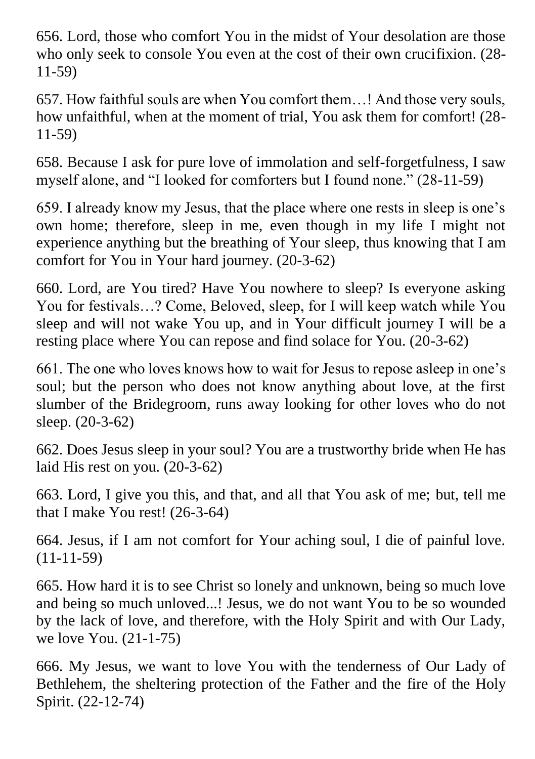656. Lord, those who comfort You in the midst of Your desolation are those who only seek to console You even at the cost of their own crucifixion. (28-11-59)

657. How faithful souls are when You comfort them…! And those very souls, how unfaithful, when at the moment of trial, You ask them for comfort! (28-11-59)

658. Because I ask for pure love of immolation and self-forgetfulness, I saw myself alone, and "I looked for comforters but I found none." (28-11-59)

659. I already know my Jesus, that the place where one rests in sleep is one's own home; therefore, sleep in me, even though in my life I might not experience anything but the breathing of Your sleep, thus knowing that I am comfort for You in Your hard journey. (20-3-62)

660. Lord, are You tired? Have You nowhere to sleep? Is everyone asking You for festivals…? Come, Beloved, sleep, for I will keep watch while You sleep and will not wake You up, and in Your difficult journey I will be a resting place where You can repose and find solace for You. (20-3-62)

661. The one who loves knows how to wait for Jesus to repose asleep in one's soul; but the person who does not know anything about love, at the first slumber of the Bridegroom, runs away looking for other loves who do not sleep. (20-3-62)

662. Does Jesus sleep in your soul? You are a trustworthy bride when He has laid His rest on you. (20-3-62)

663. Lord, I give you this, and that, and all that You ask of me; but, tell me that I make You rest! (26-3-64)

664. Jesus, if I am not comfort for Your aching soul, I die of painful love. (11-11-59)

665. How hard it is to see Christ so lonely and unknown, being so much love and being so much unloved...! Jesus, we do not want You to be so wounded by the lack of love, and therefore, with the Holy Spirit and with Our Lady, we love You. (21-1-75)

666. My Jesus, we want to love You with the tenderness of Our Lady of Bethlehem, the sheltering protection of the Father and the fire of the Holy Spirit. (22-12-74)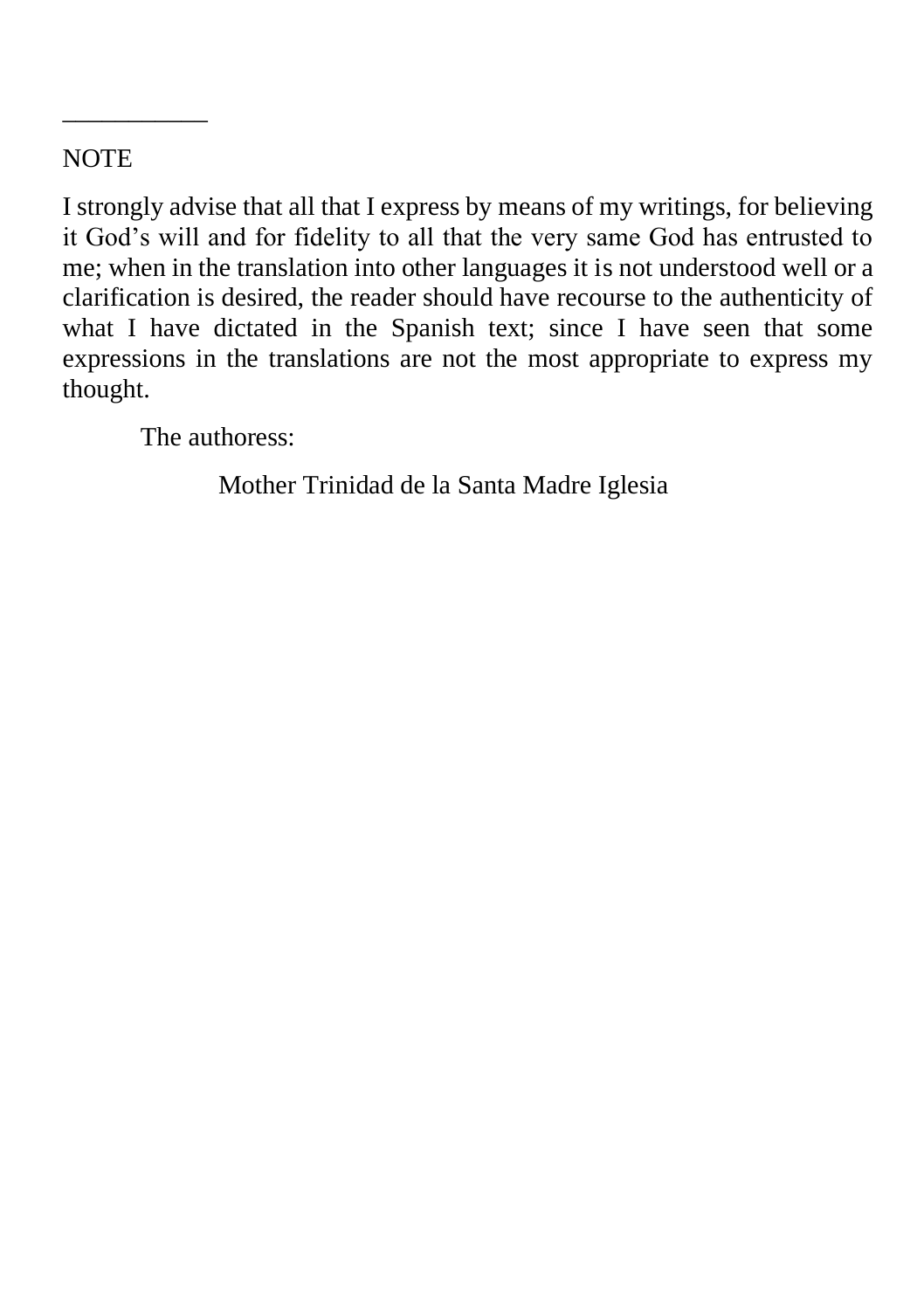___________

NOTE

I strongly advise that all that I express by means of my writings, for believing it God's will and for fidelity to all that the very same God has entrusted to me; when in the translation into other languages it is not understood well or a clarification is desired, the reader should have recourse to the authenticity of what I have dictated in the Spanish text; since I have seen that some expressions in the translations are not the most appropriate to express my thought.

The authoress:

Mother Trinidad de la Santa Madre Iglesia